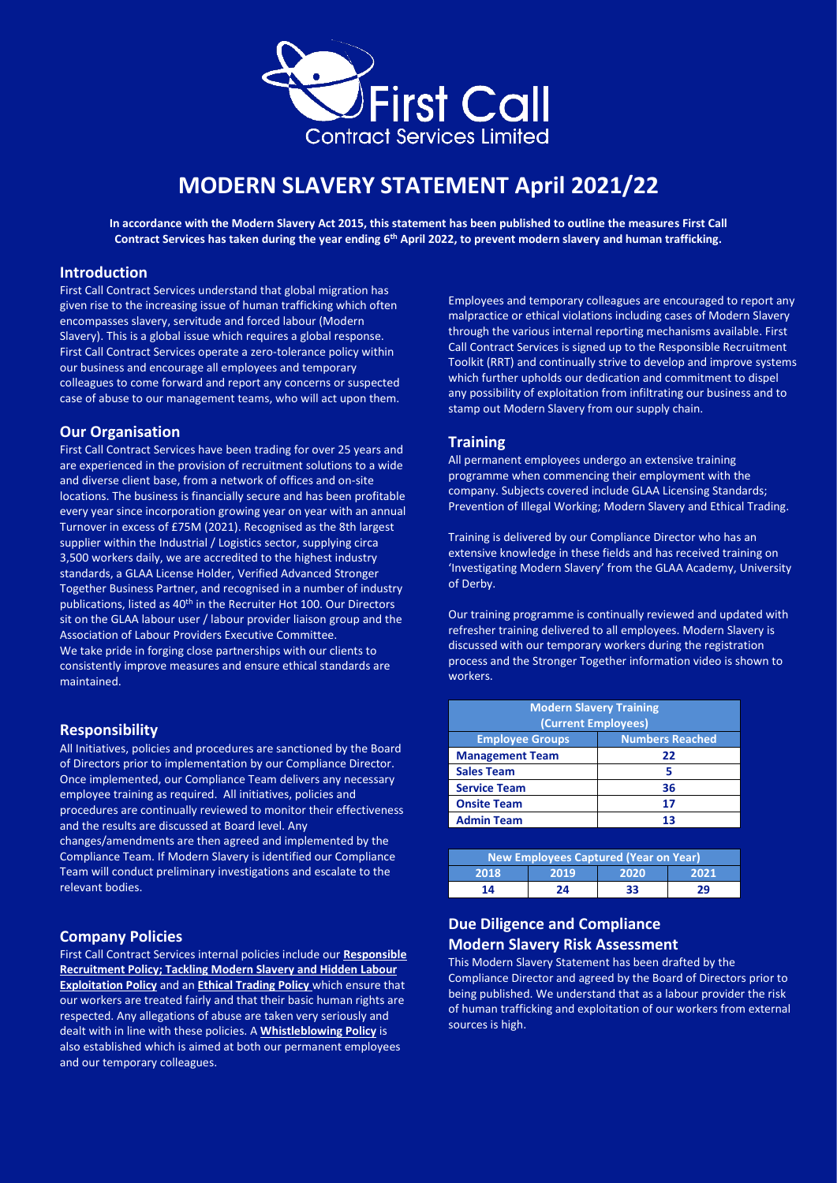# MODERN SLAVERY STATEMENT April 2021/22

**In accordance with the Modern Slavery Act 2015, this statement has been published to outline the measures First Call Contract Services has taken during the year ending 6th April 2022, to prevent modern slavery and human trafficking.**

## Introduction

First Call Contract Services understand that global migration has given rise to the increasing issue of human trafficking which often encompasses slavery, servitude and forced labour (Modern Slavery). This is a global issue which requires a global response. First Call Contract Services operate a zero-tolerance policy within our business and encourage all employees and temporary colleagues to come forward and report any concerns or suspected case of abuse to our management teams, who will act upon them.

## Our Organisation

First Call Contract Services have been trading for over 25 years and are experienced in the provision of recruitment solutions to a wide and diverse client base, from a network of offices and on-site locations. The business is financially secure and has been profitable every year since incorporation growing year on year with an annual Turnover in excess of £75M (2021). Recognised as the 8th largest supplier within the Industrial / Logistics sector, supplying circa 3,500 workers daily, we are accredited to the highest industry standards, a GLAA License Holder, Verified Advanced Stronger Together Business Partner, and recognised in a number of industry publications, listed as 40th in the Recruiter Hot 100. Our Directors sit on the GLAA labour user / labour provider liaison group and the Association of Labour Providers Executive Committee.

We take pride in forging close partnerships with our clients to consistently improve measures and ensure ethical standards are maintained.

## Responsibility

All Initiatives, policies and procedures are sanctioned by the Board of Directors prior to implementation by our Compliance Director. Once implemented, our Compliance Team delivers any necessary employee training as required. All initiatives, policies and procedures are continually reviewed to monitor their effectiveness and the results are discussed at Board level. Any changes/amendments are then agreed and implemented by the Compliance Team. If Modern Slavery is identified our Compliance Team will conduct preliminary investigations and escalate to the relevant bodies.

## Company Policies

First Call Contract Services internal policies include our **Responsible Recruitment Policy; Tackling Modern Slavery and Hidden Labour Exploitation Policy** and an **Ethical Trading Policy** which ensure that our workers are treated fairly and that their basic human rights are respected. Any allegations of abuse are taken very seriously and dealt with in line with these policies. A **Whistleblowing Policy** is also established which is aimed at both our permanent employees and our temporary colleagues.

Employees and temporary colleagues are encouraged to report any malpractice or ethical violations including cases of Modern Slavery through the various internal reporting mechanisms available. First Call Contract Services is signed up to the Responsible Recruitment Toolkit (RRT) and continually strive to develop and improve systems which further upholds our dedication and commitment to dispel any possibility of exploitation from infiltrating our business and to stamp out Modern Slavery from our supply chain.

## Training

All permanent employees undergo an extensive training programme when commencing their employment with the company. Subjects covered include GLAA Licensing Standards; Prevention of Illegal Working; Modern Slavery and Ethical Trading.

Training is delivered by our Compliance Director who has an extensive knowledge in these fields and has received training on 'Investigating Modern Slavery' from the GLAA Academy, University of Derby.

Our training programme is continually reviewed and updated with refresher training delivered to all employees. Modern Slavery is discussed with our temporary workers during the registration process and the Stronger Together information video is shown to workers.

| Modern Slavery Training (Current Employees) | |
|---|---|
| **Employee Groups** | **Numbers Reached** |
| **Management Team** | 22 |
| **Sales Team** | 5 |
| **Service Team** | 36 |
| **Onsite Team** | 17 |
| **Admin Team** | 13 |

| New Employees Captured (Year on Year) | | | |
|---|---|---|---|
| 2018 | 2019 | 2020 | 2021 |
| 14 | 24 | 33 | 29 |

## Due Diligence and Compliance

## Modern Slavery Risk Assessment

This Modern Slavery Statement has been drafted by the Compliance Director and agreed by the Board of Directors prior to being published. We understand that as a labour provider the risk of human trafficking and exploitation of our workers from external sources is high.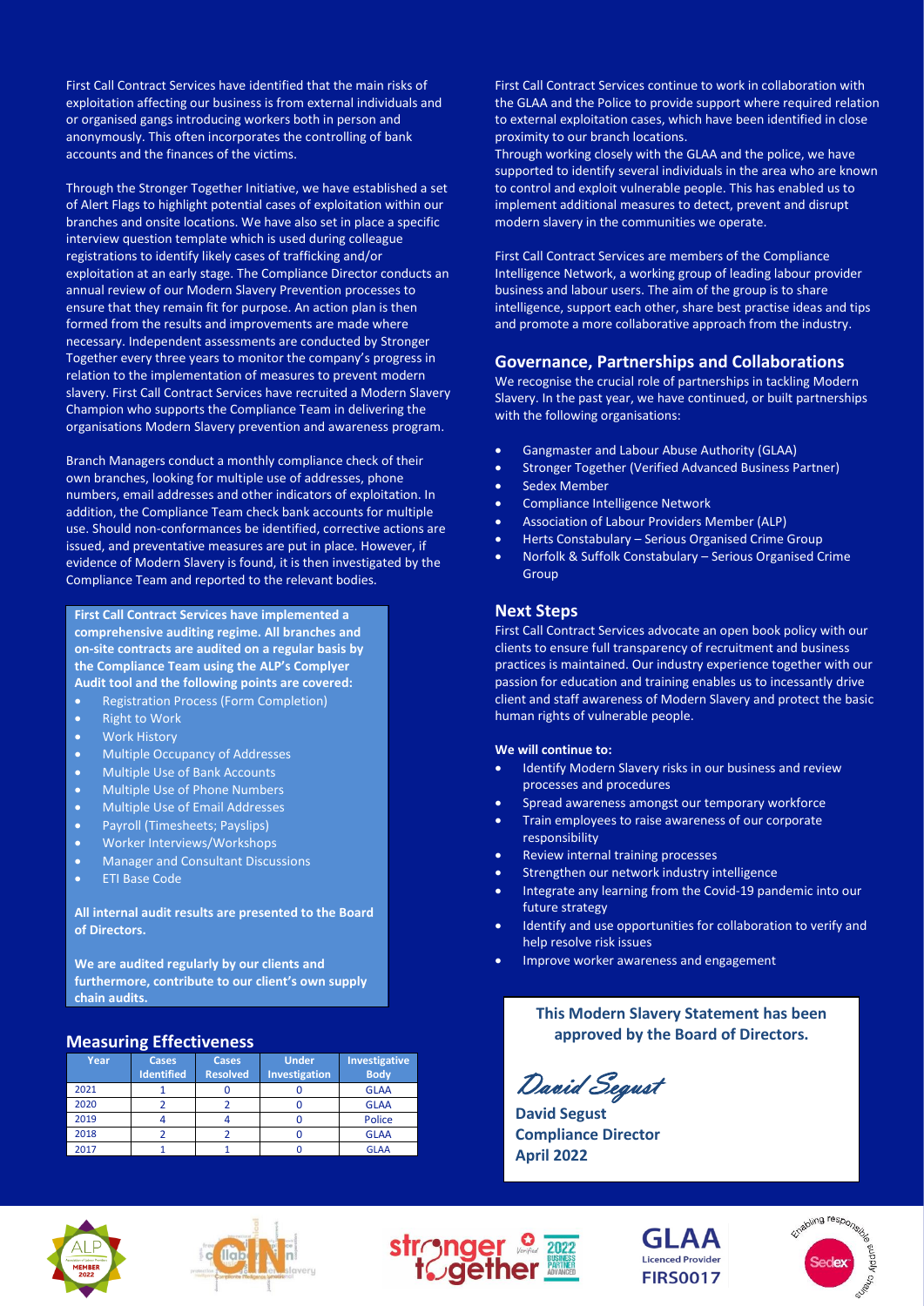First Call Contract Services have identified that the main risks of exploitation affecting our business is from external individuals and or organised gangs introducing workers both in person and anonymously. This often incorporates the controlling of bank accounts and the finances of the victims.

Through the Stronger Together Initiative, we have established a set of Alert Flags to highlight potential cases of exploitation within our branches and onsite locations. We have also set in place a specific interview question template which is used during colleague registrations to identify likely cases of trafficking and/or exploitation at an early stage. The Compliance Director conducts an annual review of our Modern Slavery Prevention processes to ensure that they remain fit for purpose. An action plan is then formed from the results and improvements are made where necessary. Independent assessments are conducted by Stronger Together every three years to monitor the company's progress in relation to the implementation of measures to prevent modern slavery. First Call Contract Services have recruited a Modern Slavery Champion who supports the Compliance Team in delivering the organisations Modern Slavery prevention and awareness program.

Branch Managers conduct a monthly compliance check of their own branches, looking for multiple use of addresses, phone numbers, email addresses and other indicators of exploitation. In addition, the Compliance Team check bank accounts for multiple use. Should non-conformances be identified, corrective actions are issued, and preventative measures are put in place. However, if evidence of Modern Slavery is found, it is then investigated by the Compliance Team and reported to the relevant bodies.

**First Call Contract Services have implemented a comprehensive auditing regime. All branches and on-site contracts are audited on a regular basis by the Compliance Team using the ALP's Complyer Audit tool and the following points are covered:**

- Registration Process (Form Completion)
- Right to Work
- Work History
- Multiple Occupancy of Addresses
- Multiple Use of Bank Accounts
- Multiple Use of Phone Numbers
- Multiple Use of Email Addresses
- Payroll (Timesheets; Payslips)
- Worker Interviews/Workshops
- Manager and Consultant Discussions
- ETI Base Code

**All internal audit results are presented to the Board of Directors.**

**We are audited regularly by our clients and furthermore, contribute to our client's own supply chain audits.**

## Measuring Effectiveness

| Year | Cases Identified | Cases Resolved | Under Investigation | Investigative Body |
|---|---|---|---|---|
| 2021 | 1 | 0 | 0 | GLAA |
| 2020 | 2 | 2 | 0 | GLAA |
| 2019 | 4 | 4 | 0 | Police |
| 2018 | 2 | 2 | 0 | GLAA |
| 2017 | 1 | 1 | 0 | GLAA |

First Call Contract Services continue to work in collaboration with the GLAA and the Police to provide support where required relation to external exploitation cases, which have been identified in close proximity to our branch locations.
Through working closely with the GLAA and the police, we have supported to identify several individuals in the area who are known to control and exploit vulnerable people. This has enabled us to implement additional measures to detect, prevent and disrupt modern slavery in the communities we operate.

First Call Contract Services are members of the Compliance Intelligence Network, a working group of leading labour provider business and labour users. The aim of the group is to share intelligence, support each other, share best practise ideas and tips and promote a more collaborative approach from the industry.

## Governance, Partnerships and Collaborations

We recognise the crucial role of partnerships in tackling Modern Slavery. In the past year, we have continued, or built partnerships with the following organisations:

- Gangmaster and Labour Abuse Authority (GLAA)
- Stronger Together (Verified Advanced Business Partner)
- Sedex Member
- Compliance Intelligence Network
- Association of Labour Providers Member (ALP)
- Herts Constabulary – Serious Organised Crime Group
- Norfolk & Suffolk Constabulary – Serious Organised Crime Group

## Next Steps

First Call Contract Services advocate an open book policy with our clients to ensure full transparency of recruitment and business practices is maintained. Our industry experience together with our passion for education and training enables us to incessantly drive client and staff awareness of Modern Slavery and protect the basic human rights of vulnerable people.

**We will continue to:**

- Identify Modern Slavery risks in our business and review processes and procedures
- Spread awareness amongst our temporary workforce
- Train employees to raise awareness of our corporate responsibility
- Review internal training processes
- Strengthen our network industry intelligence
- Integrate any learning from the Covid-19 pandemic into our future strategy
- Identify and use opportunities for collaboration to verify and help resolve risk issues
- Improve worker awareness and engagement

**This Modern Slavery Statement has been approved by the Board of Directors.**

*David Segust*

**David Segust**
**Compliance Director**
**April 2022**

ALP MEMBER 2022

stronger together 2022 Verified BUSINESS PARTNER ADVANCED

GLAA Licenced Provider FIRS0017

Sedex Enabling responsible supply chains